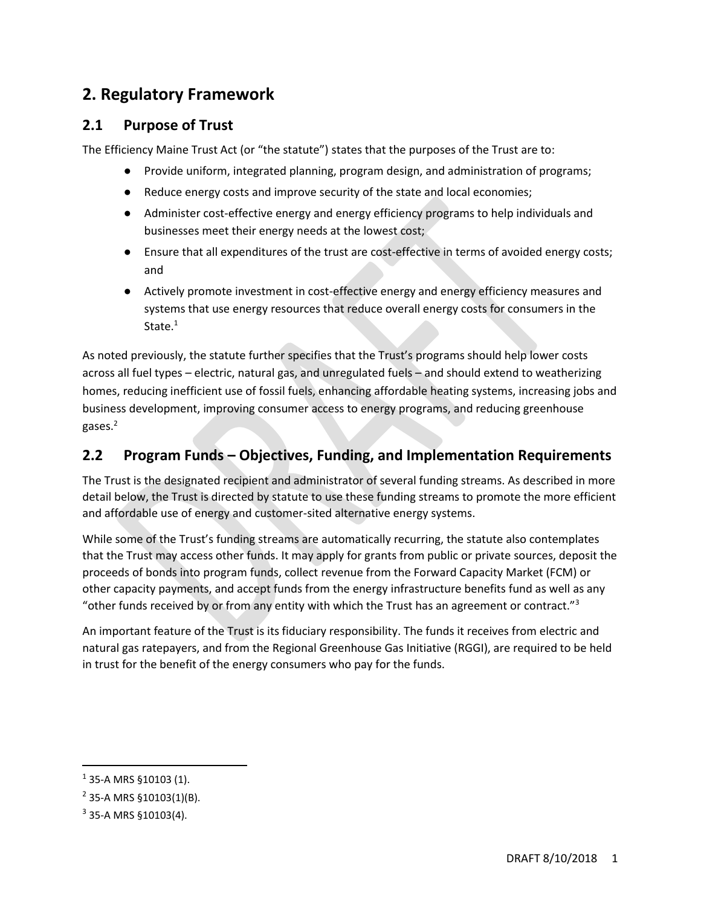# 2. Regulatory Framework

## 2.1 Purpose of Trust

The Efficiency Maine Trust Act (or "the statute") states that the purposes of the Trust are to:

- Provide uniform, integrated planning, program design, and administration of programs;
- Reduce energy costs and improve security of the state and local economies;
- Administer cost-effective energy and energy efficiency programs to help individuals and businesses meet their energy needs at the lowest cost;
- Ensure that all expenditures of the trust are cost-effective in terms of avoided energy costs; and
- Actively promote investment in cost-effective energy and energy efficiency measures and systems that use energy resources that reduce overall energy costs for consumers in the State.[1]

As noted previously, the statute further specifies that the Trust's programs should help lower costs across all fuel types – electric, natural gas, and unregulated fuels – and should extend to weatherizing homes, reducing inefficient use of fossil fuels, enhancing affordable heating systems, increasing jobs and business development, improving consumer access to energy programs, and reducing greenhouse gases.[2]

## 2.2 Program Funds – Objectives, Funding, and Implementation Requirements

The Trust is the designated recipient and administrator of several funding streams. As described in more detail below, the Trust is directed by statute to use these funding streams to promote the more efficient and affordable use of energy and customer-sited alternative energy systems.

While some of the Trust's funding streams are automatically recurring, the statute also contemplates that the Trust may access other funds. It may apply for grants from public or private sources, deposit the proceeds of bonds into program funds, collect revenue from the Forward Capacity Market (FCM) or other capacity payments, and accept funds from the energy infrastructure benefits fund as well as any "other funds received by or from any entity with which the Trust has an agreement or contract."[3]

An important feature of the Trust is its fiduciary responsibility. The funds it receives from electric and natural gas ratepayers, and from the Regional Greenhouse Gas Initiative (RGGI), are required to be held in trust for the benefit of the energy consumers who pay for the funds.

---

[1] 35-A MRS §10103 (1).

[2] 35-A MRS §10103(1)(B).

[3] 35-A MRS §10103(4).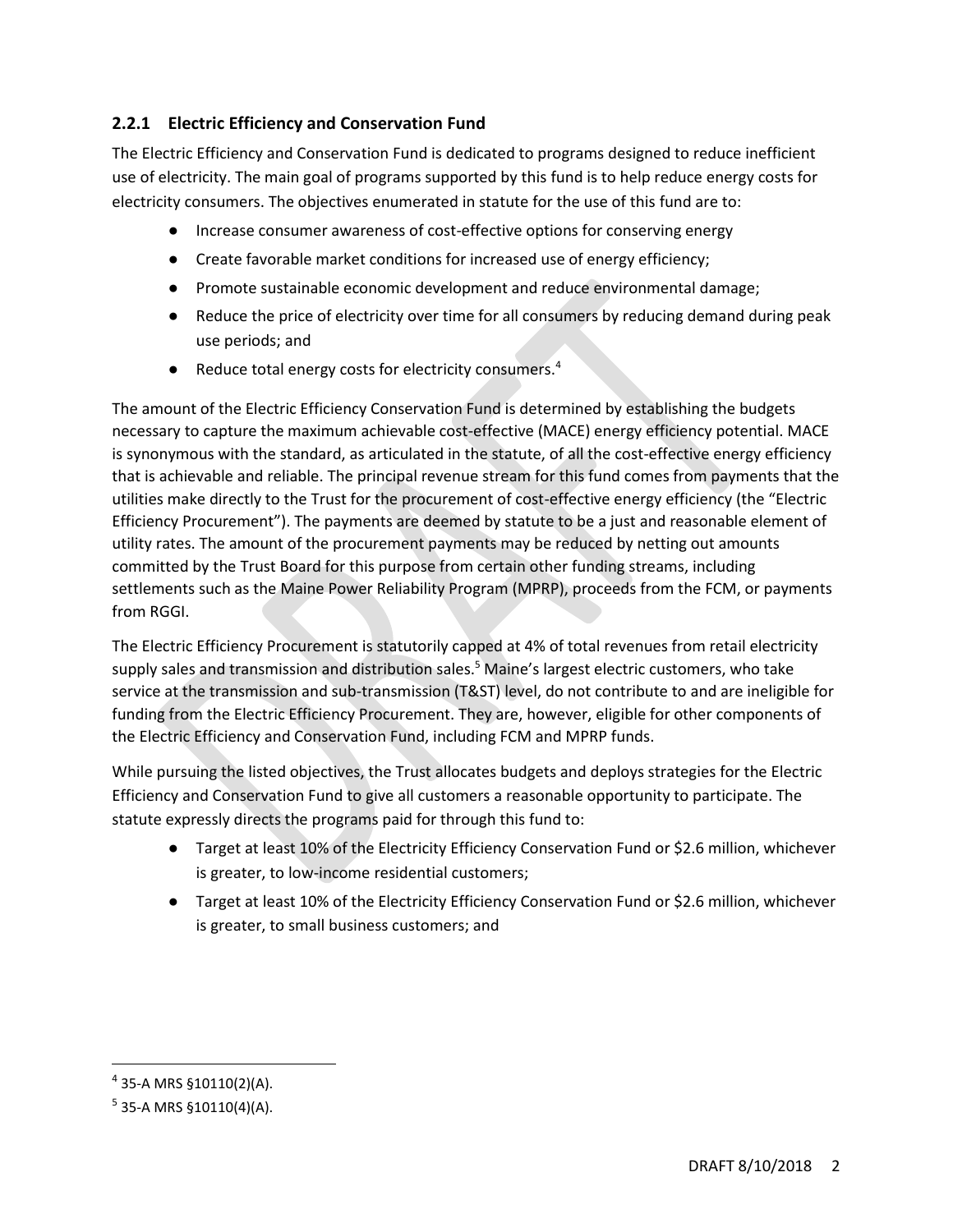### 2.2.1 Electric Efficiency and Conservation Fund

The Electric Efficiency and Conservation Fund is dedicated to programs designed to reduce inefficient use of electricity. The main goal of programs supported by this fund is to help reduce energy costs for electricity consumers. The objectives enumerated in statute for the use of this fund are to:

- Increase consumer awareness of cost-effective options for conserving energy
- Create favorable market conditions for increased use of energy efficiency;
- Promote sustainable economic development and reduce environmental damage;
- Reduce the price of electricity over time for all consumers by reducing demand during peak use periods; and
- Reduce total energy costs for electricity consumers.[4]

The amount of the Electric Efficiency Conservation Fund is determined by establishing the budgets necessary to capture the maximum achievable cost-effective (MACE) energy efficiency potential. MACE is synonymous with the standard, as articulated in the statute, of all the cost-effective energy efficiency that is achievable and reliable. The principal revenue stream for this fund comes from payments that the utilities make directly to the Trust for the procurement of cost-effective energy efficiency (the "Electric Efficiency Procurement"). The payments are deemed by statute to be a just and reasonable element of utility rates. The amount of the procurement payments may be reduced by netting out amounts committed by the Trust Board for this purpose from certain other funding streams, including settlements such as the Maine Power Reliability Program (MPRP), proceeds from the FCM, or payments from RGGI.

The Electric Efficiency Procurement is statutorily capped at 4% of total revenues from retail electricity supply sales and transmission and distribution sales.[5] Maine's largest electric customers, who take service at the transmission and sub-transmission (T&ST) level, do not contribute to and are ineligible for funding from the Electric Efficiency Procurement. They are, however, eligible for other components of the Electric Efficiency and Conservation Fund, including FCM and MPRP funds.

While pursuing the listed objectives, the Trust allocates budgets and deploys strategies for the Electric Efficiency and Conservation Fund to give all customers a reasonable opportunity to participate. The statute expressly directs the programs paid for through this fund to:

- Target at least 10% of the Electricity Efficiency Conservation Fund or $2.6 million, whichever is greater, to low-income residential customers;
- Target at least 10% of the Electricity Efficiency Conservation Fund or $2.6 million, whichever is greater, to small business customers; and

---

[4] 35-A MRS §10110(2)(A).

[5] 35-A MRS §10110(4)(A).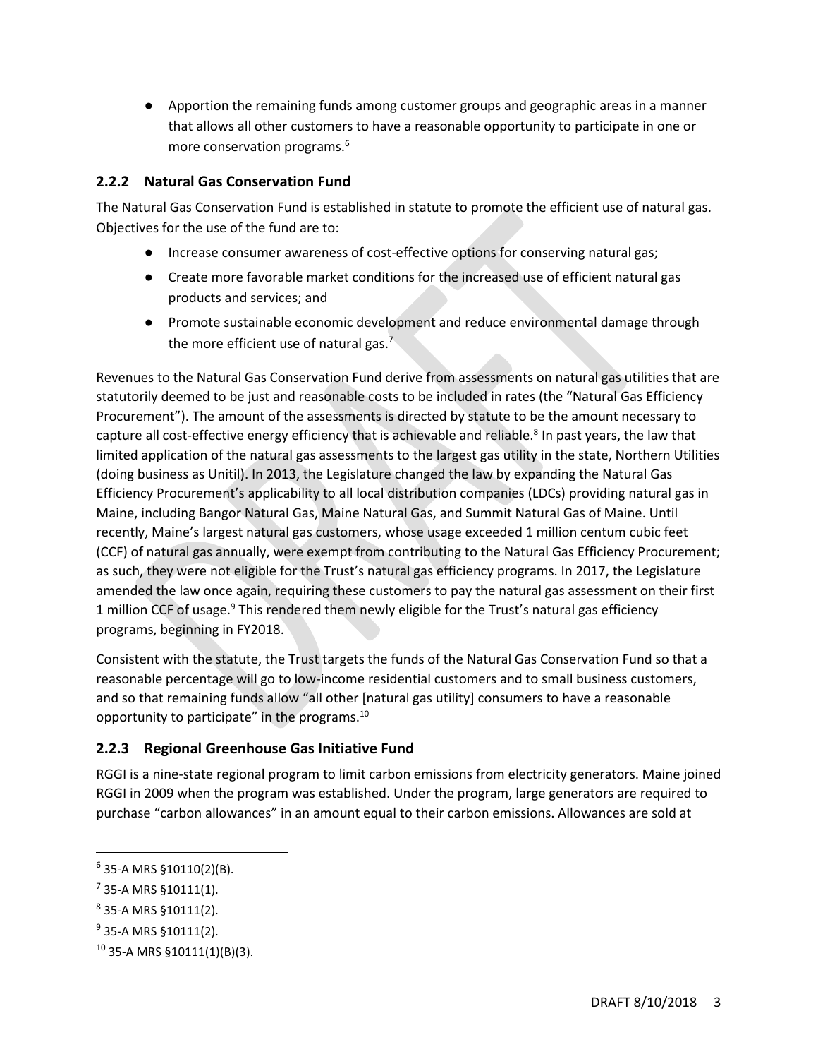- Apportion the remaining funds among customer groups and geographic areas in a manner that allows all other customers to have a reasonable opportunity to participate in one or more conservation programs.[6]

### 2.2.2 Natural Gas Conservation Fund

The Natural Gas Conservation Fund is established in statute to promote the efficient use of natural gas. Objectives for the use of the fund are to:

- Increase consumer awareness of cost-effective options for conserving natural gas;
- Create more favorable market conditions for the increased use of efficient natural gas products and services; and
- Promote sustainable economic development and reduce environmental damage through the more efficient use of natural gas.[7]

Revenues to the Natural Gas Conservation Fund derive from assessments on natural gas utilities that are statutorily deemed to be just and reasonable costs to be included in rates (the "Natural Gas Efficiency Procurement"). The amount of the assessments is directed by statute to be the amount necessary to capture all cost-effective energy efficiency that is achievable and reliable.[8] In past years, the law that limited application of the natural gas assessments to the largest gas utility in the state, Northern Utilities (doing business as Unitil). In 2013, the Legislature changed the law by expanding the Natural Gas Efficiency Procurement's applicability to all local distribution companies (LDCs) providing natural gas in Maine, including Bangor Natural Gas, Maine Natural Gas, and Summit Natural Gas of Maine. Until recently, Maine's largest natural gas customers, whose usage exceeded 1 million centum cubic feet (CCF) of natural gas annually, were exempt from contributing to the Natural Gas Efficiency Procurement; as such, they were not eligible for the Trust's natural gas efficiency programs. In 2017, the Legislature amended the law once again, requiring these customers to pay the natural gas assessment on their first 1 million CCF of usage.[9] This rendered them newly eligible for the Trust's natural gas efficiency programs, beginning in FY2018.

Consistent with the statute, the Trust targets the funds of the Natural Gas Conservation Fund so that a reasonable percentage will go to low-income residential customers and to small business customers, and so that remaining funds allow "all other [natural gas utility] consumers to have a reasonable opportunity to participate" in the programs.[10]

### 2.2.3 Regional Greenhouse Gas Initiative Fund

RGGI is a nine-state regional program to limit carbon emissions from electricity generators. Maine joined RGGI in 2009 when the program was established. Under the program, large generators are required to purchase "carbon allowances" in an amount equal to their carbon emissions. Allowances are sold at

---

[6] 35-A MRS §10110(2)(B).

[7] 35-A MRS §10111(1).

[8] 35-A MRS §10111(2).

[9] 35-A MRS §10111(2).

[10] 35-A MRS §10111(1)(B)(3).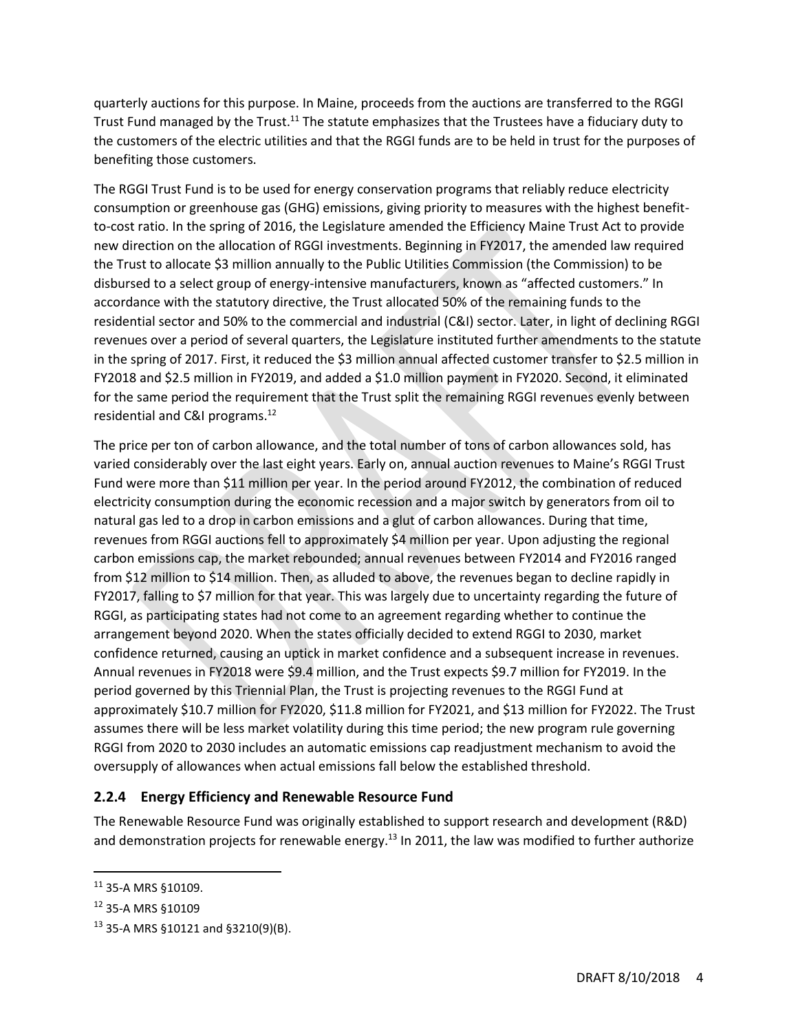quarterly auctions for this purpose. In Maine, proceeds from the auctions are transferred to the RGGI Trust Fund managed by the Trust.[11] The statute emphasizes that the Trustees have a fiduciary duty to the customers of the electric utilities and that the RGGI funds are to be held in trust for the purposes of benefiting those customers.

The RGGI Trust Fund is to be used for energy conservation programs that reliably reduce electricity consumption or greenhouse gas (GHG) emissions, giving priority to measures with the highest benefit-to-cost ratio. In the spring of 2016, the Legislature amended the Efficiency Maine Trust Act to provide new direction on the allocation of RGGI investments. Beginning in FY2017, the amended law required the Trust to allocate $3 million annually to the Public Utilities Commission (the Commission) to be disbursed to a select group of energy-intensive manufacturers, known as "affected customers." In accordance with the statutory directive, the Trust allocated 50% of the remaining funds to the residential sector and 50% to the commercial and industrial (C&I) sector. Later, in light of declining RGGI revenues over a period of several quarters, the Legislature instituted further amendments to the statute in the spring of 2017. First, it reduced the $3 million annual affected customer transfer to $2.5 million in FY2018 and $2.5 million in FY2019, and added a $1.0 million payment in FY2020. Second, it eliminated for the same period the requirement that the Trust split the remaining RGGI revenues evenly between residential and C&I programs.[12]

The price per ton of carbon allowance, and the total number of tons of carbon allowances sold, has varied considerably over the last eight years. Early on, annual auction revenues to Maine's RGGI Trust Fund were more than $11 million per year. In the period around FY2012, the combination of reduced electricity consumption during the economic recession and a major switch by generators from oil to natural gas led to a drop in carbon emissions and a glut of carbon allowances. During that time, revenues from RGGI auctions fell to approximately $4 million per year. Upon adjusting the regional carbon emissions cap, the market rebounded; annual revenues between FY2014 and FY2016 ranged from $12 million to $14 million. Then, as alluded to above, the revenues began to decline rapidly in FY2017, falling to $7 million for that year. This was largely due to uncertainty regarding the future of RGGI, as participating states had not come to an agreement regarding whether to continue the arrangement beyond 2020. When the states officially decided to extend RGGI to 2030, market confidence returned, causing an uptick in market confidence and a subsequent increase in revenues. Annual revenues in FY2018 were $9.4 million, and the Trust expects $9.7 million for FY2019. In the period governed by this Triennial Plan, the Trust is projecting revenues to the RGGI Fund at approximately $10.7 million for FY2020, $11.8 million for FY2021, and $13 million for FY2022. The Trust assumes there will be less market volatility during this time period; the new program rule governing RGGI from 2020 to 2030 includes an automatic emissions cap readjustment mechanism to avoid the oversupply of allowances when actual emissions fall below the established threshold.

### 2.2.4 Energy Efficiency and Renewable Resource Fund

The Renewable Resource Fund was originally established to support research and development (R&D) and demonstration projects for renewable energy.[13] In 2011, the law was modified to further authorize

---

[11] 35-A MRS §10109.

[12] 35-A MRS §10109

[13] 35-A MRS §10121 and §3210(9)(B).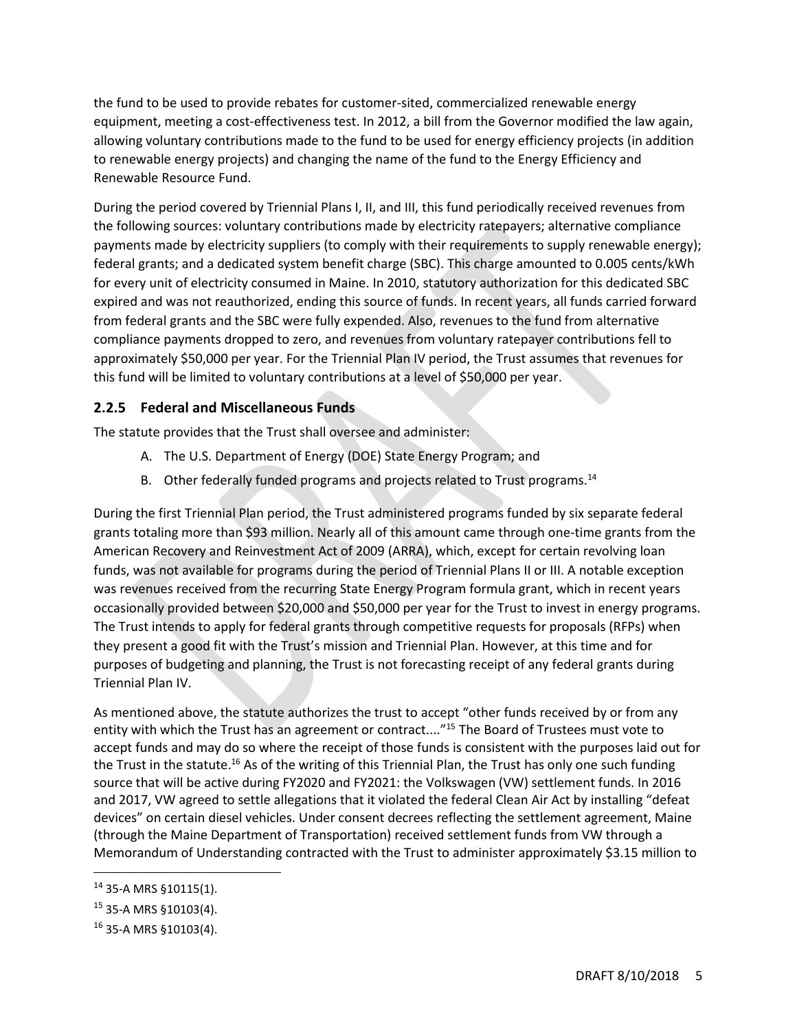the fund to be used to provide rebates for customer-sited, commercialized renewable energy equipment, meeting a cost-effectiveness test. In 2012, a bill from the Governor modified the law again, allowing voluntary contributions made to the fund to be used for energy efficiency projects (in addition to renewable energy projects) and changing the name of the fund to the Energy Efficiency and Renewable Resource Fund.

During the period covered by Triennial Plans I, II, and III, this fund periodically received revenues from the following sources: voluntary contributions made by electricity ratepayers; alternative compliance payments made by electricity suppliers (to comply with their requirements to supply renewable energy); federal grants; and a dedicated system benefit charge (SBC). This charge amounted to 0.005 cents/kWh for every unit of electricity consumed in Maine. In 2010, statutory authorization for this dedicated SBC expired and was not reauthorized, ending this source of funds. In recent years, all funds carried forward from federal grants and the SBC were fully expended. Also, revenues to the fund from alternative compliance payments dropped to zero, and revenues from voluntary ratepayer contributions fell to approximately $50,000 per year. For the Triennial Plan IV period, the Trust assumes that revenues for this fund will be limited to voluntary contributions at a level of $50,000 per year.

### 2.2.5 Federal and Miscellaneous Funds

The statute provides that the Trust shall oversee and administer:

A. The U.S. Department of Energy (DOE) State Energy Program; and
B. Other federally funded programs and projects related to Trust programs.[14]

During the first Triennial Plan period, the Trust administered programs funded by six separate federal grants totaling more than $93 million. Nearly all of this amount came through one-time grants from the American Recovery and Reinvestment Act of 2009 (ARRA), which, except for certain revolving loan funds, was not available for programs during the period of Triennial Plans II or III. A notable exception was revenues received from the recurring State Energy Program formula grant, which in recent years occasionally provided between $20,000 and $50,000 per year for the Trust to invest in energy programs. The Trust intends to apply for federal grants through competitive requests for proposals (RFPs) when they present a good fit with the Trust's mission and Triennial Plan. However, at this time and for purposes of budgeting and planning, the Trust is not forecasting receipt of any federal grants during Triennial Plan IV.

As mentioned above, the statute authorizes the trust to accept "other funds received by or from any entity with which the Trust has an agreement or contract...."[15] The Board of Trustees must vote to accept funds and may do so where the receipt of those funds is consistent with the purposes laid out for the Trust in the statute.[16] As of the writing of this Triennial Plan, the Trust has only one such funding source that will be active during FY2020 and FY2021: the Volkswagen (VW) settlement funds. In 2016 and 2017, VW agreed to settle allegations that it violated the federal Clean Air Act by installing "defeat devices" on certain diesel vehicles. Under consent decrees reflecting the settlement agreement, Maine (through the Maine Department of Transportation) received settlement funds from VW through a Memorandum of Understanding contracted with the Trust to administer approximately $3.15 million to

---

[14] 35-A MRS §10115(1).

[15] 35-A MRS §10103(4).

[16] 35-A MRS §10103(4).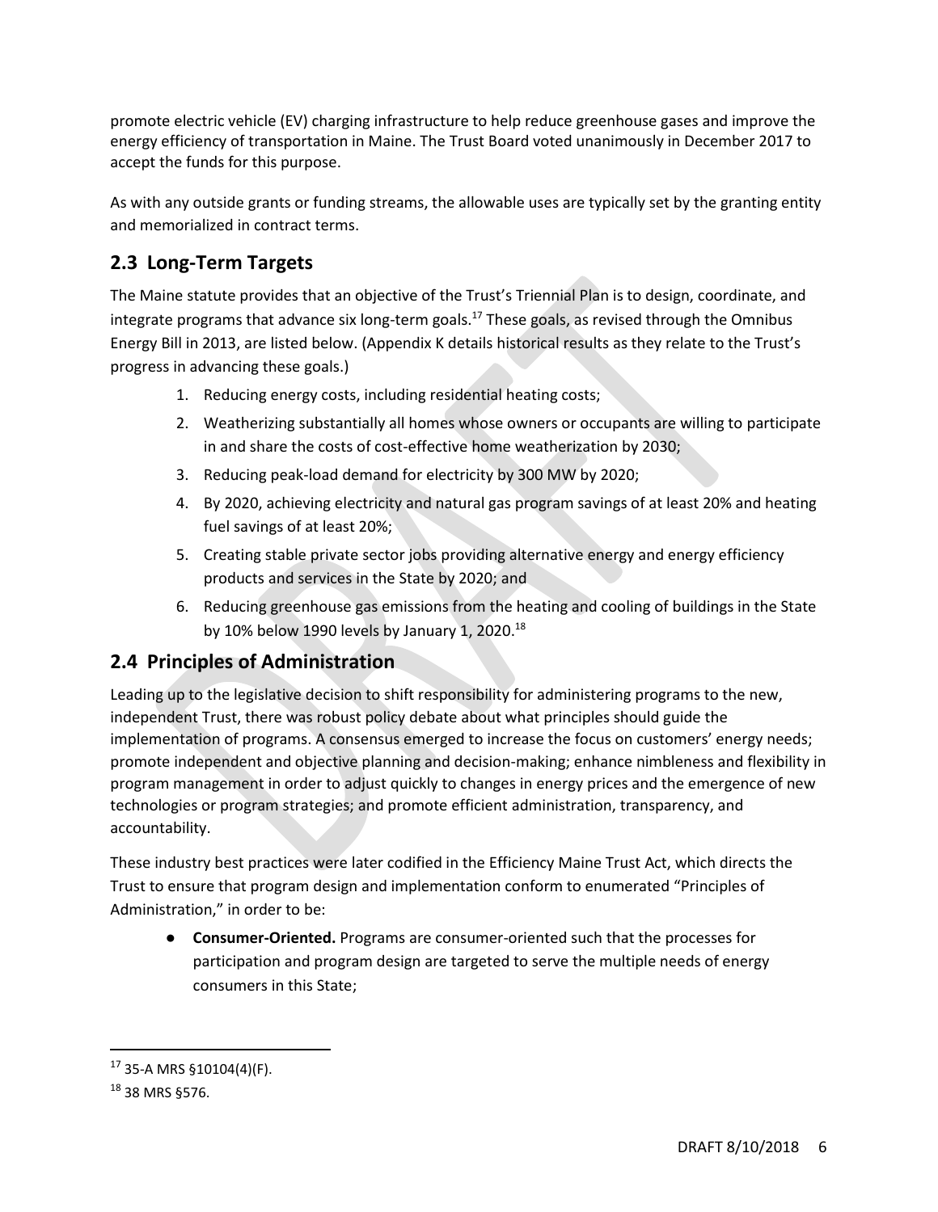promote electric vehicle (EV) charging infrastructure to help reduce greenhouse gases and improve the energy efficiency of transportation in Maine. The Trust Board voted unanimously in December 2017 to accept the funds for this purpose.

As with any outside grants or funding streams, the allowable uses are typically set by the granting entity and memorialized in contract terms.

## 2.3 Long-Term Targets

The Maine statute provides that an objective of the Trust's Triennial Plan is to design, coordinate, and integrate programs that advance six long-term goals.[17] These goals, as revised through the Omnibus Energy Bill in 2013, are listed below. (Appendix K details historical results as they relate to the Trust's progress in advancing these goals.)

1. Reducing energy costs, including residential heating costs;
2. Weatherizing substantially all homes whose owners or occupants are willing to participate in and share the costs of cost-effective home weatherization by 2030;
3. Reducing peak-load demand for electricity by 300 MW by 2020;
4. By 2020, achieving electricity and natural gas program savings of at least 20% and heating fuel savings of at least 20%;
5. Creating stable private sector jobs providing alternative energy and energy efficiency products and services in the State by 2020; and
6. Reducing greenhouse gas emissions from the heating and cooling of buildings in the State by 10% below 1990 levels by January 1, 2020.[18]

## 2.4 Principles of Administration

Leading up to the legislative decision to shift responsibility for administering programs to the new, independent Trust, there was robust policy debate about what principles should guide the implementation of programs. A consensus emerged to increase the focus on customers' energy needs; promote independent and objective planning and decision-making; enhance nimbleness and flexibility in program management in order to adjust quickly to changes in energy prices and the emergence of new technologies or program strategies; and promote efficient administration, transparency, and accountability.

These industry best practices were later codified in the Efficiency Maine Trust Act, which directs the Trust to ensure that program design and implementation conform to enumerated "Principles of Administration," in order to be:

- **Consumer-Oriented.** Programs are consumer-oriented such that the processes for participation and program design are targeted to serve the multiple needs of energy consumers in this State;

---

[17] 35-A MRS §10104(4)(F).

[18] 38 MRS §576.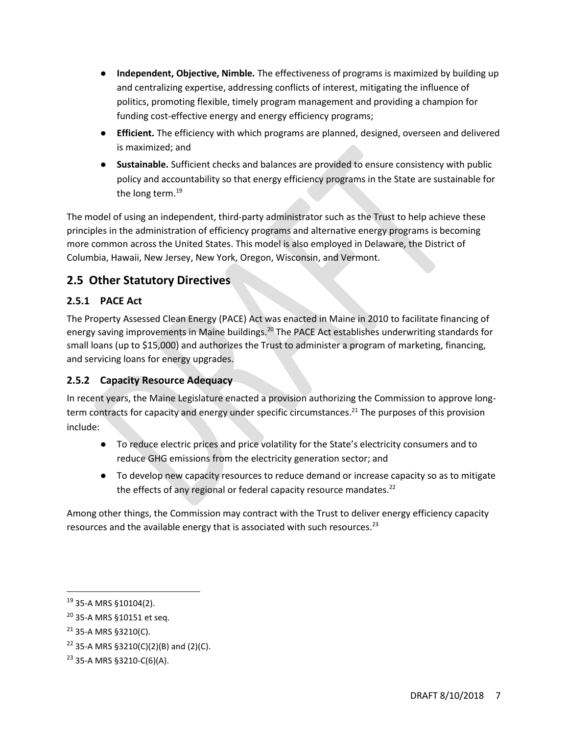- **Independent, Objective, Nimble.** The effectiveness of programs is maximized by building up and centralizing expertise, addressing conflicts of interest, mitigating the influence of politics, promoting flexible, timely program management and providing a champion for funding cost-effective energy and energy efficiency programs;
- **Efficient.** The efficiency with which programs are planned, designed, overseen and delivered is maximized; and
- **Sustainable.** Sufficient checks and balances are provided to ensure consistency with public policy and accountability so that energy efficiency programs in the State are sustainable for the long term.[19]

The model of using an independent, third-party administrator such as the Trust to help achieve these principles in the administration of efficiency programs and alternative energy programs is becoming more common across the United States. This model is also employed in Delaware, the District of Columbia, Hawaii, New Jersey, New York, Oregon, Wisconsin, and Vermont.

## 2.5 Other Statutory Directives

### 2.5.1 PACE Act

The Property Assessed Clean Energy (PACE) Act was enacted in Maine in 2010 to facilitate financing of energy saving improvements in Maine buildings.[20] The PACE Act establishes underwriting standards for small loans (up to $15,000) and authorizes the Trust to administer a program of marketing, financing, and servicing loans for energy upgrades.

### 2.5.2 Capacity Resource Adequacy

In recent years, the Maine Legislature enacted a provision authorizing the Commission to approve long-term contracts for capacity and energy under specific circumstances.[21] The purposes of this provision include:

- To reduce electric prices and price volatility for the State's electricity consumers and to reduce GHG emissions from the electricity generation sector; and
- To develop new capacity resources to reduce demand or increase capacity so as to mitigate the effects of any regional or federal capacity resource mandates.[22]

Among other things, the Commission may contract with the Trust to deliver energy efficiency capacity resources and the available energy that is associated with such resources.[23]

[19] 35-A MRS §10104(2).

[20] 35-A MRS §10151 et seq.

[21] 35-A MRS §3210(C).

[22] 35-A MRS §3210(C)(2)(B) and (2)(C).

[23] 35-A MRS §3210-C(6)(A).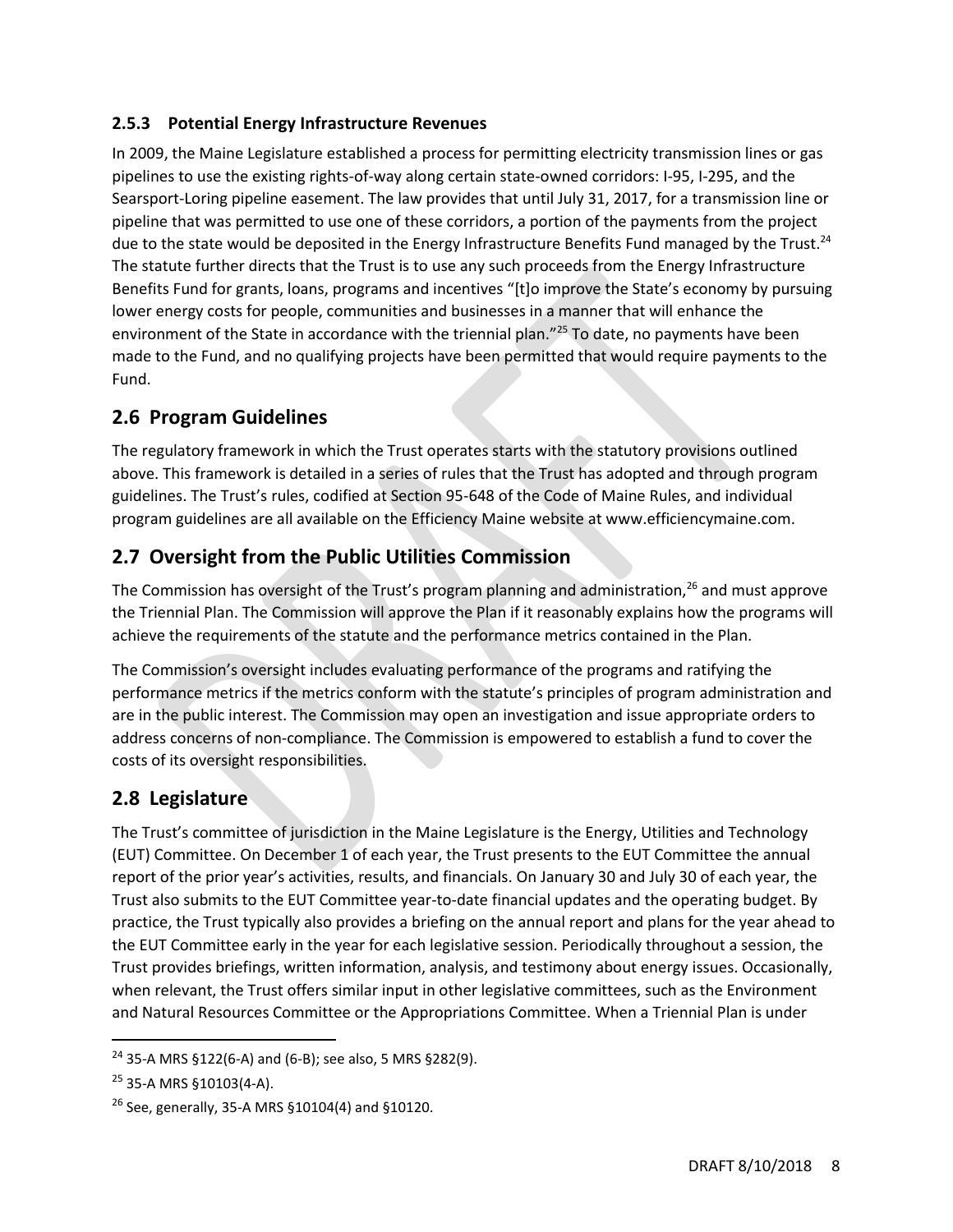### 2.5.3 Potential Energy Infrastructure Revenues

In 2009, the Maine Legislature established a process for permitting electricity transmission lines or gas pipelines to use the existing rights-of-way along certain state-owned corridors: I-95, I-295, and the Searsport-Loring pipeline easement. The law provides that until July 31, 2017, for a transmission line or pipeline that was permitted to use one of these corridors, a portion of the payments from the project due to the state would be deposited in the Energy Infrastructure Benefits Fund managed by the Trust.[24] The statute further directs that the Trust is to use any such proceeds from the Energy Infrastructure Benefits Fund for grants, loans, programs and incentives "[t]o improve the State's economy by pursuing lower energy costs for people, communities and businesses in a manner that will enhance the environment of the State in accordance with the triennial plan."[25] To date, no payments have been made to the Fund, and no qualifying projects have been permitted that would require payments to the Fund.

## 2.6 Program Guidelines

The regulatory framework in which the Trust operates starts with the statutory provisions outlined above. This framework is detailed in a series of rules that the Trust has adopted and through program guidelines. The Trust's rules, codified at Section 95-648 of the Code of Maine Rules, and individual program guidelines are all available on the Efficiency Maine website at www.efficiencymaine.com.

## 2.7 Oversight from the Public Utilities Commission

The Commission has oversight of the Trust's program planning and administration,[26] and must approve the Triennial Plan. The Commission will approve the Plan if it reasonably explains how the programs will achieve the requirements of the statute and the performance metrics contained in the Plan.

The Commission's oversight includes evaluating performance of the programs and ratifying the performance metrics if the metrics conform with the statute's principles of program administration and are in the public interest. The Commission may open an investigation and issue appropriate orders to address concerns of non-compliance. The Commission is empowered to establish a fund to cover the costs of its oversight responsibilities.

## 2.8 Legislature

The Trust's committee of jurisdiction in the Maine Legislature is the Energy, Utilities and Technology (EUT) Committee. On December 1 of each year, the Trust presents to the EUT Committee the annual report of the prior year's activities, results, and financials. On January 30 and July 30 of each year, the Trust also submits to the EUT Committee year-to-date financial updates and the operating budget. By practice, the Trust typically also provides a briefing on the annual report and plans for the year ahead to the EUT Committee early in the year for each legislative session. Periodically throughout a session, the Trust provides briefings, written information, analysis, and testimony about energy issues. Occasionally, when relevant, the Trust offers similar input in other legislative committees, such as the Environment and Natural Resources Committee or the Appropriations Committee. When a Triennial Plan is under

---

[24] 35-A MRS §122(6-A) and (6-B); see also, 5 MRS §282(9).

[25] 35-A MRS §10103(4-A).

[26] See, generally, 35-A MRS §10104(4) and §10120.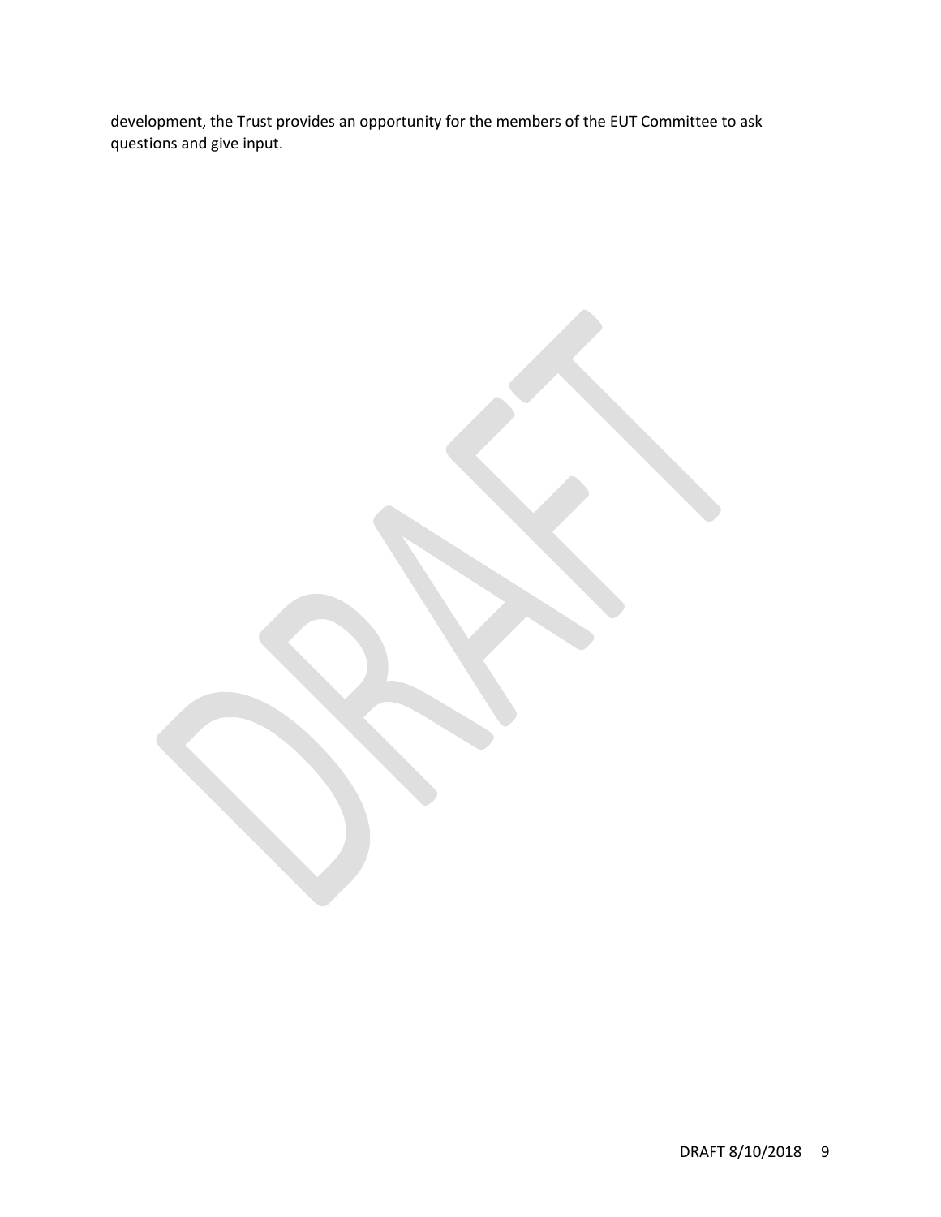development, the Trust provides an opportunity for the members of the EUT Committee to ask questions and give input.